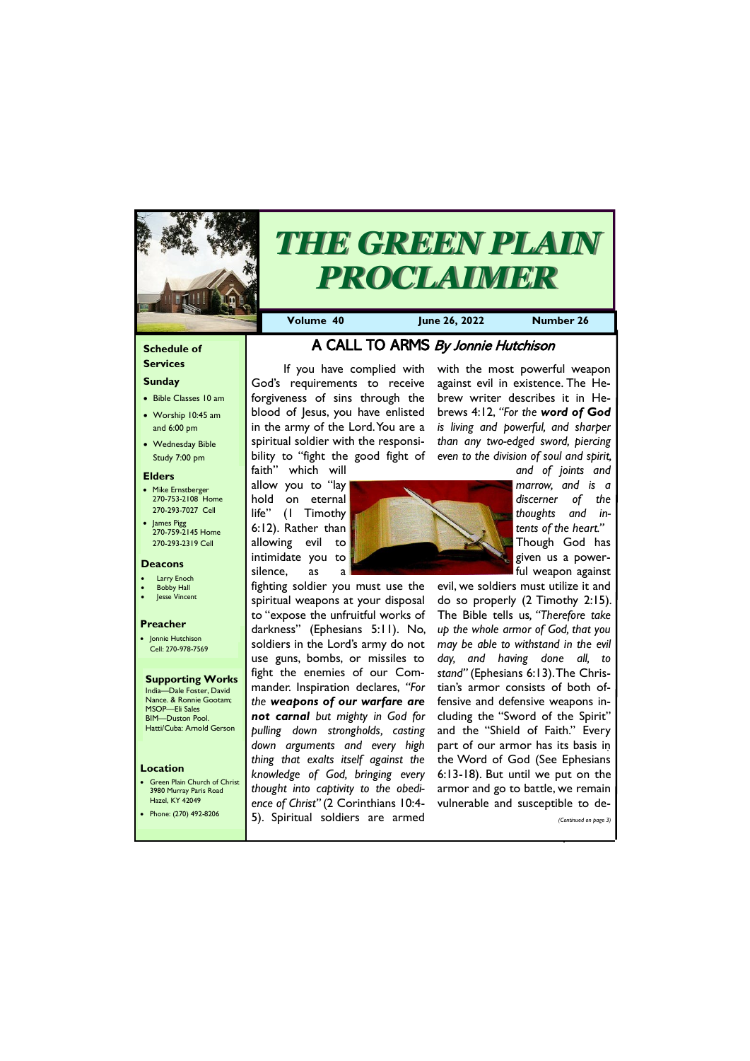# THE GREEN PLAIN PROCLAIMER

**Volume 40** | **June 26, 2022** | **Number 26**

## A CALL TO ARMS *By Jonnie Hutchison*

If you have complied with God's requirements to receive forgiveness of sins through the blood of Jesus, you have enlisted in the army of the Lord. You are a spiritual soldier with the responsibility to "fight the good fight of faith" which will allow you to "lay hold on eternal life" (1 Timothy 6:12). Rather than allowing evil to intimidate you to silence, as a fighting soldier you must use the spiritual weapons at your disposal to "expose the unfruitful works of darkness" (Ephesians 5:11). No, soldiers in the Lord's army do not use guns, bombs, or missiles to fight the enemies of our Commander. Inspiration declares, *"For the **weapons of our warfare are not carnal** but mighty in God for pulling down strongholds, casting down arguments and every high thing that exalts itself against the knowledge of God, bringing every thought into captivity to the obedience of Christ"* (2 Corinthians 10:4-5). Spiritual soldiers are armed with the most powerful weapon against evil in existence. The Hebrew writer describes it in Hebrews 4:12, *"For the **word of God** is living and powerful, and sharper than any two-edged sword, piercing even to the division of soul and spirit, and of joints and marrow, and is a discerner of the thoughts and intents of the heart."* Though God has given us a powerful weapon against evil, we soldiers must utilize it and do so properly (2 Timothy 2:15). The Bible tells us, *"Therefore take up the whole armor of God, that you may be able to withstand in the evil day, and having done all, to stand"* (Ephesians 6:13). The Christian's armor consists of both offensive and defensive weapons including the "Sword of the Spirit" and the "Shield of Faith." Every part of our armor has its basis in the Word of God (See Ephesians 6:13-18). But until we put on the armor and go to battle, we remain vulnerable and susceptible to de-

*(Continued on page 3)*

### Schedule of Services

**Sunday**

- Bible Classes 10 am
- Worship 10:45 am and 6:00 pm
- Wednesday Bible Study 7:00 pm

### Elders

- Mike Ernstberger 270-753-2108 Home 270-293-7027 Cell
- James Pigg 270-759-2145 Home 270-293-2319 Cell

### Deacons

- Larry Enoch
- Bobby Hall
- Jesse Vincent

### Preacher

- Jonnie Hutchison Cell: 270-978-7569

### Supporting Works

India—Dale Foster, David Nance. & Ronnie Gootam; MSOP—Eli Sales
BIM—Duston Pool.
Hatti/Cuba: Arnold Gerson

### Location

- Green Plain Church of Christ 3980 Murray Paris Road Hazel, KY 42049
- Phone: (270) 492-8206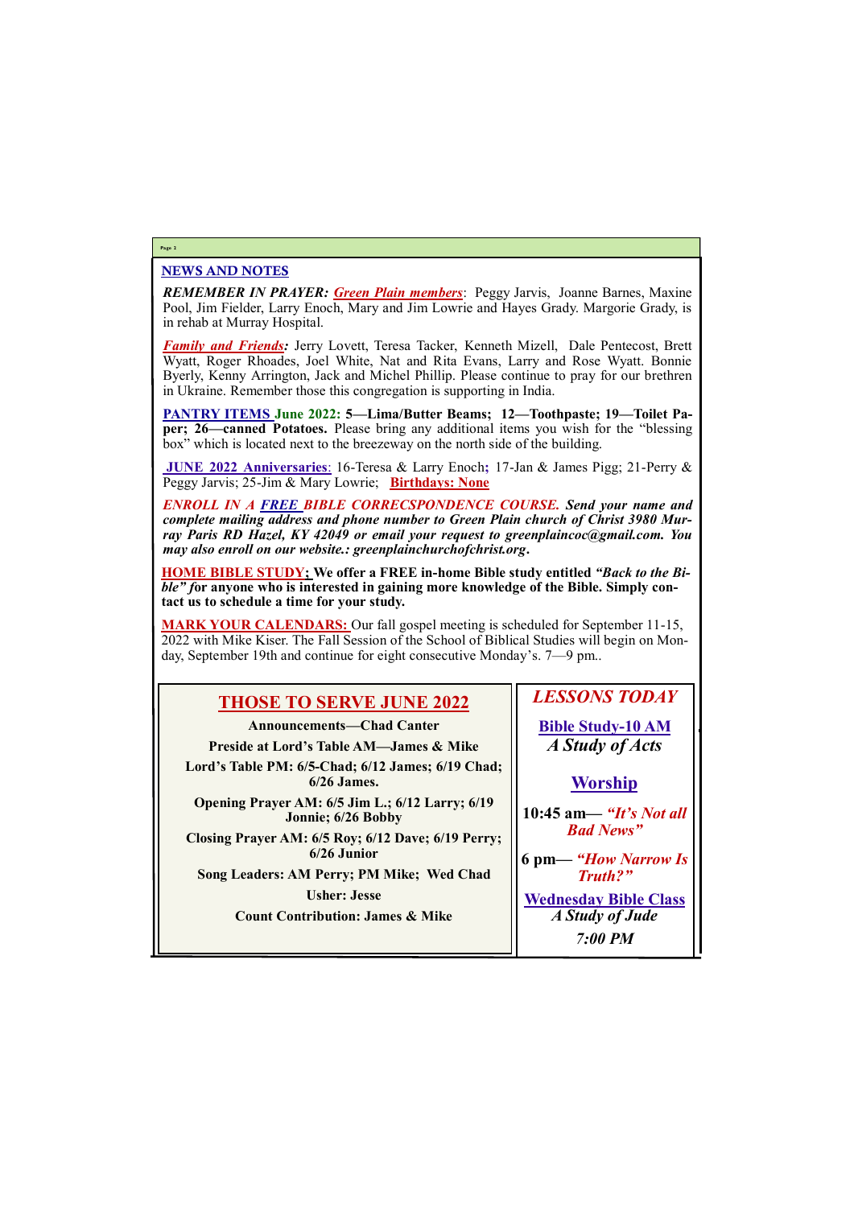## NEWS AND NOTES

***REMEMBER IN PRAYER:*** ***Green Plain members***: Peggy Jarvis, Joanne Barnes, Maxine Pool, Jim Fielder, Larry Enoch, Mary and Jim Lowrie and Hayes Grady. Margorie Grady, is in rehab at Murray Hospital.

***Family and Friends:*** Jerry Lovett, Teresa Tacker, Kenneth Mizell, Dale Pentecost, Brett Wyatt, Roger Rhoades, Joel White, Nat and Rita Evans, Larry and Rose Wyatt. Bonnie Byerly, Kenny Arrington, Jack and Michel Phillip. Please continue to pray for our brethren in Ukraine. Remember those this congregation is supporting in India.

**PANTRY ITEMS June 2022: 5—Lima/Butter Beams; 12—Toothpaste; 19—Toilet Paper; 26—canned Potatoes.** Please bring any additional items you wish for the "blessing box" which is located next to the breezeway on the north side of the building.

**JUNE 2022 Anniversaries**: 16-Teresa & Larry Enoch; 17-Jan & James Pigg; 21-Perry & Peggy Jarvis; 25-Jim & Mary Lowrie; **Birthdays: None**

***ENROLL IN A FREE BIBLE CORRECSPONDENCE COURSE. Send your name and complete mailing address and phone number to Green Plain church of Christ 3980 Murray Paris RD Hazel, KY 42049 or email your request to greenplaincoc@gmail.com. You may also enroll on our website.: greenplainchurchofchrist.org.***

**HOME BIBLE STUDY; We offer a FREE in-home Bible study entitled *"Back to the Bible" f*or anyone who is interested in gaining more knowledge of the Bible. Simply contact us to schedule a time for your study.**

**MARK YOUR CALENDARS:** Our fall gospel meeting is scheduled for September 11-15, 2022 with Mike Kiser. The Fall Session of the School of Biblical Studies will begin on Monday, September 19th and continue for eight consecutive Monday's. 7—9 pm..

## THOSE TO SERVE JUNE 2022

**Announcements—Chad Canter**

**Preside at Lord's Table AM—James & Mike**

**Lord's Table PM: 6/5-Chad; 6/12 James; 6/19 Chad; 6/26 James.**

**Opening Prayer AM: 6/5 Jim L.; 6/12 Larry; 6/19 Jonnie; 6/26 Bobby**

**Closing Prayer AM: 6/5 Roy; 6/12 Dave; 6/19 Perry; 6/26 Junior**

**Song Leaders: AM Perry; PM Mike; Wed Chad**

**Usher: Jesse**

**Count Contribution: James & Mike**

## *LESSONS TODAY*

**Bible Study-10 AM**
***A Study of Acts***

**Worship**

**10:45 am— *"It's Not all Bad News"***

**6 pm— *"How Narrow Is Truth?"***

**Wednesday Bible Class**
***A Study of Jude***
***7:00 PM***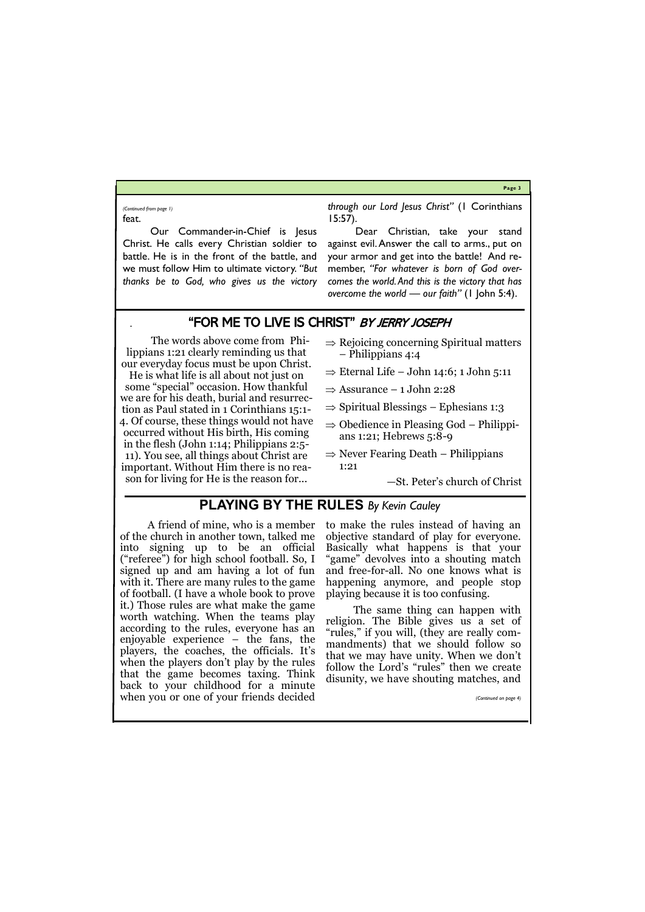*(Continued from page 1)*

feat.

Our Commander-in-Chief is Jesus Christ. He calls every Christian soldier to battle. He is in the front of the battle, and we must follow Him to ultimate victory. *"But thanks be to God, who gives us the victory through our Lord Jesus Christ"* (1 Corinthians 15:57).

Dear Christian, take your stand against evil. Answer the call to arms., put on your armor and get into the battle! And remember, *"For whatever is born of God overcomes the world. And this is the victory that has overcome the world — our faith"* (1 John 5:4).

## "FOR ME TO LIVE IS CHRIST" *BY JERRY JOSEPH*

The words above come from Philippians 1:21 clearly reminding us that our everyday focus must be upon Christ. He is what life is all about not just on some "special" occasion. How thankful we are for his death, burial and resurrection as Paul stated in 1 Corinthians 15:1-4. Of course, these things would not have occurred without His birth, His coming in the flesh (John 1:14; Philippians 2:5-11). You see, all things about Christ are important. Without Him there is no reason for living for He is the reason for…

- ⇒ Rejoicing concerning Spiritual matters – Philippians 4:4
- ⇒ Eternal Life – John 14:6; 1 John 5:11
- ⇒ Assurance – 1 John 2:28
- ⇒ Spiritual Blessings – Ephesians 1:3
- ⇒ Obedience in Pleasing God – Philippians 1:21; Hebrews 5:8-9
- ⇒ Never Fearing Death – Philippians 1:21

—St. Peter's church of Christ

## PLAYING BY THE RULES *By Kevin Cauley*

A friend of mine, who is a member of the church in another town, talked me into signing up to be an official ("referee") for high school football. So, I signed up and am having a lot of fun with it. There are many rules to the game of football. (I have a whole book to prove it.) Those rules are what make the game worth watching. When the teams play according to the rules, everyone has an enjoyable experience – the fans, the players, the coaches, the officials. It's when the players don't play by the rules that the game becomes taxing. Think back to your childhood for a minute when you or one of your friends decided to make the rules instead of having an objective standard of play for everyone. Basically what happens is that your "game" devolves into a shouting match and free-for-all. No one knows what is happening anymore, and people stop playing because it is too confusing.

The same thing can happen with religion. The Bible gives us a set of "rules," if you will, (they are really commandments) that we should follow so that we may have unity. When we don't follow the Lord's "rules" then we create disunity, we have shouting matches, and

*(Continued on page 4)*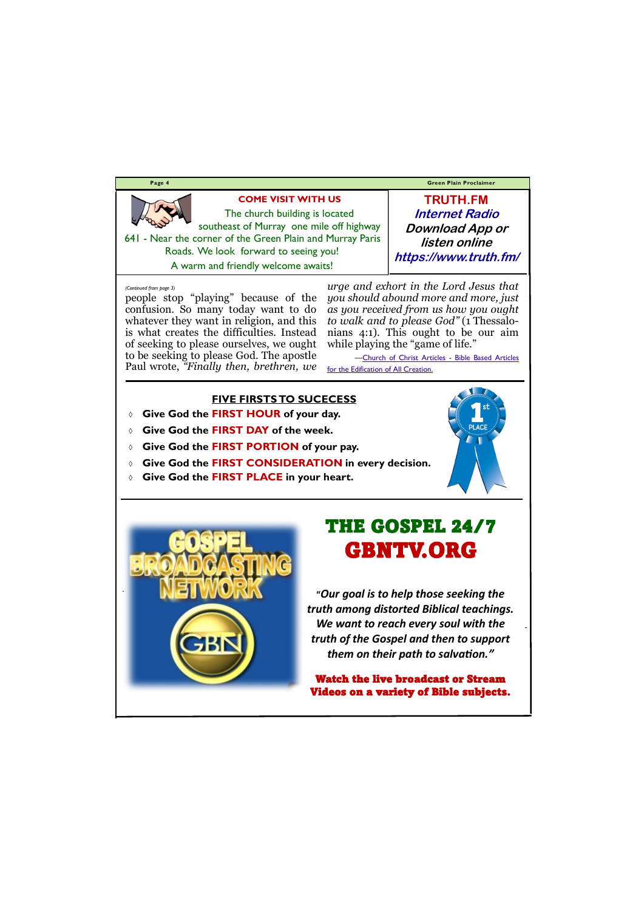## COME VISIT WITH US

The church building is located southeast of Murray one mile off highway 641 - Near the corner of the Green Plain and Murray Paris Roads. We look forward to seeing you!

A warm and friendly welcome awaits!

## TRUTH.FM

*Internet Radio*

*Download App or listen online*

*https://www.truth.fm/*

*(Continued from page 3)*

people stop "playing" because of the confusion. So many today want to do whatever they want in religion, and this is what creates the difficulties. Instead of seeking to please ourselves, we ought to be seeking to please God. The apostle Paul wrote, *"Finally then, brethren, we urge and exhort in the Lord Jesus that you should abound more and more, just as you received from us how you ought to walk and to please God"* (1 Thessalonians 4:1). This ought to be our aim while playing the "game of life."

—Church of Christ Articles - Bible Based Articles for the Edification of All Creation.

## FIVE FIRSTS TO SUCECESS

- **Give God the FIRST HOUR of your day.**
- **Give God the FIRST DAY of the week.**
- **Give God the FIRST PORTION of your pay.**
- **Give God the FIRST CONSIDERATION in every decision.**
- **Give God the FIRST PLACE in your heart.**

# THE GOSPEL 24/7
# GBNTV.ORG

GOSPEL BROADCASTING NETWORK

GBN

*"Our goal is to help those seeking the truth among distorted Biblical teachings. We want to reach every soul with the truth of the Gospel and then to support them on their path to salvation."*

**Watch the live broadcast or Stream Videos on a variety of Bible subjects.**